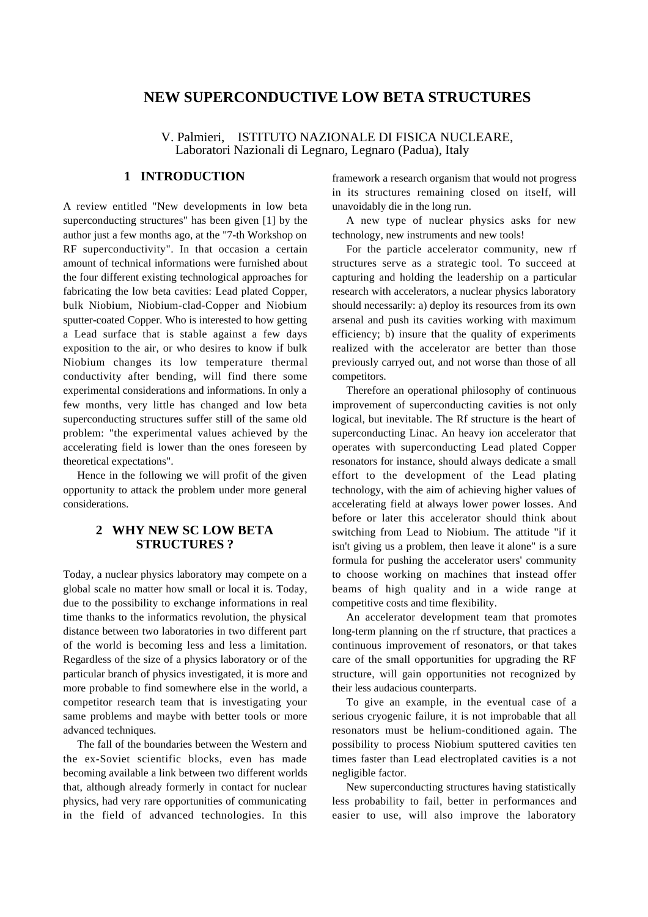# NEW SUPERCONDUCTIVE LOW BETA STRUCTURES

V. Palmieri, ISTITUTO NAZIONALE DI FISICA NUCLEARE, Laboratori Nazionali di Legnaro, Legnaro (Padua), Italy

## 1 INTRODUCTION

A review entitled "New developments in low beta superconducting structures" has been given [1] by the author just a few months ago, at the "7-th Workshop on RF superconductivity". In that occasion a certain amount of technical informations were furnished about the four different existing technological approaches for fabricating the low beta cavities: Lead plated Copper, bulk Niobium, Niobium-clad-Copper and Niobium sputter-coated Copper. Who is interested to how getting a Lead surface that is stable against a few days exposition to the air, or who desires to know if bulk Niobium changes its low temperature thermal conductivity after bending, will find there some experimental considerations and informations. In only a few months, very little has changed and low beta superconducting structures suffer still of the same old problem: "the experimental values achieved by the accelerating field is lower than the ones foreseen by theoretical expectations".

Hence in the following we will profit of the given opportunity to attack the problem under more general considerations.

## 2 WHY NEW SC LOW BETA STRUCTURES ?

Today, a nuclear physics laboratory may compete on a global scale no matter how small or local it is. Today, due to the possibility to exchange informations in real time thanks to the informatics revolution, the physical distance between two laboratories in two different part of the world is becoming less and less a limitation. Regardless of the size of a physics laboratory or of the particular branch of physics investigated, it is more and more probable to find somewhere else in the world, a competitor research team that is investigating your same problems and maybe with better tools or more advanced techniques.

The fall of the boundaries between the Western and the ex-Soviet scientific blocks, even has made becoming available a link between two different worlds that, although already formerly in contact for nuclear physics, had very rare opportunities of communicating in the field of advanced technologies. In this framework a research organism that would not progress in its structures remaining closed on itself, will unavoidably die in the long run.

A new type of nuclear physics asks for new technology, new instruments and new tools!

For the particle accelerator community, new rf structures serve as a strategic tool. To succeed at capturing and holding the leadership on a particular research with accelerators, a nuclear physics laboratory should necessarily: a) deploy its resources from its own arsenal and push its cavities working with maximum efficiency; b) insure that the quality of experiments realized with the accelerator are better than those previously carryed out, and not worse than those of all competitors.

Therefore an operational philosophy of continuous improvement of superconducting cavities is not only logical, but inevitable. The Rf structure is the heart of superconducting Linac. An heavy ion accelerator that operates with superconducting Lead plated Copper resonators for instance, should always dedicate a small effort to the development of the Lead plating technology, with the aim of achieving higher values of accelerating field at always lower power losses. And before or later this accelerator should think about switching from Lead to Niobium. The attitude "if it isn't giving us a problem, then leave it alone" is a sure formula for pushing the accelerator users' community to choose working on machines that instead offer beams of high quality and in a wide range at competitive costs and time flexibility.

An accelerator development team that promotes long-term planning on the rf structure, that practices a continuous improvement of resonators, or that takes care of the small opportunities for upgrading the RF structure, will gain opportunities not recognized by their less audacious counterparts.

To give an example, in the eventual case of a serious cryogenic failure, it is not improbable that all resonators must be helium-conditioned again. The possibility to process Niobium sputtered cavities ten times faster than Lead electroplated cavities is a not negligible factor.

New superconducting structures having statistically less probability to fail, better in performances and easier to use, will also improve the laboratory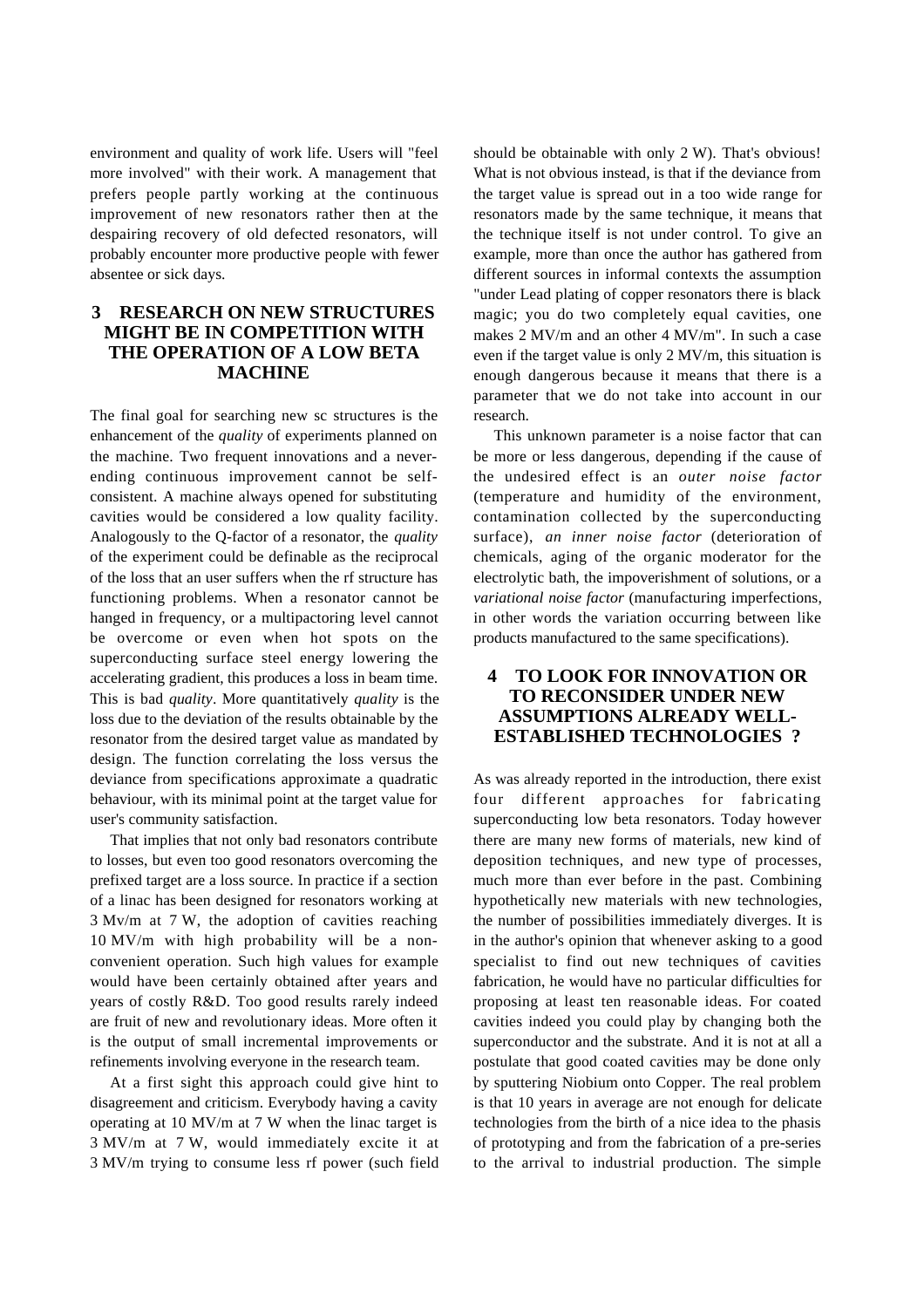environment and quality of work life. Users will "feel more involved" with their work. A management that prefers people partly working at the continuous improvement of new resonators rather then at the despairing recovery of old defected resonators, will probably encounter more productive people with fewer absentee or sick days.

## 3 RESEARCH ON NEW STRUCTURES MIGHT BE IN COMPETITION WITH THE OPERATION OF A LOW BETA MACHINE

The final goal for searching new sc structures is the enhancement of the *quality* of experiments planned on the machine. Two frequent innovations and a never-ending continuous improvement cannot be self-consistent. A machine always opened for substituting cavities would be considered a low quality facility. Analogously to the Q-factor of a resonator, the *quality* of the experiment could be definable as the reciprocal of the loss that an user suffers when the rf structure has functioning problems. When a resonator cannot be hanged in frequency, or a multipactoring level cannot be overcome or even when hot spots on the superconducting surface steel energy lowering the accelerating gradient, this produces a loss in beam time. This is bad *quality*. More quantitatively *quality* is the loss due to the deviation of the results obtainable by the resonator from the desired target value as mandated by design. The function correlating the loss versus the deviance from specifications approximate a quadratic behaviour, with its minimal point at the target value for user's community satisfaction.

That implies that not only bad resonators contribute to losses, but even too good resonators overcoming the prefixed target are a loss source. In practice if a section of a linac has been designed for resonators working at 3 Mv/m at 7 W, the adoption of cavities reaching 10 MV/m with high probability will be a non-convenient operation. Such high values for example would have been certainly obtained after years and years of costly R&D. Too good results rarely indeed are fruit of new and revolutionary ideas. More often it is the output of small incremental improvements or refinements involving everyone in the research team.

At a first sight this approach could give hint to disagreement and criticism. Everybody having a cavity operating at 10 MV/m at 7 W when the linac target is 3 MV/m at 7 W, would immediately excite it at 3 MV/m trying to consume less rf power (such field should be obtainable with only 2 W). That's obvious! What is not obvious instead, is that if the deviance from the target value is spread out in a too wide range for resonators made by the same technique, it means that the technique itself is not under control. To give an example, more than once the author has gathered from different sources in informal contexts the assumption "under Lead plating of copper resonators there is black magic; you do two completely equal cavities, one makes 2 MV/m and an other 4 MV/m". In such a case even if the target value is only 2 MV/m, this situation is enough dangerous because it means that there is a parameter that we do not take into account in our research.

This unknown parameter is a noise factor that can be more or less dangerous, depending if the cause of the undesired effect is an *outer noise factor* (temperature and humidity of the environment, contamination collected by the superconducting surface), *an inner noise factor* (deterioration of chemicals, aging of the organic moderator for the electrolytic bath, the impoverishment of solutions, or a *variational noise factor* (manufacturing imperfections, in other words the variation occurring between like products manufactured to the same specifications).

## 4 TO LOOK FOR INNOVATION OR TO RECONSIDER UNDER NEW ASSUMPTIONS ALREADY WELL-ESTABLISHED TECHNOLOGIES ?

As was already reported in the introduction, there exist four different approaches for fabricating superconducting low beta resonators. Today however there are many new forms of materials, new kind of deposition techniques, and new type of processes, much more than ever before in the past. Combining hypothetically new materials with new technologies, the number of possibilities immediately diverges. It is in the author's opinion that whenever asking to a good specialist to find out new techniques of cavities fabrication, he would have no particular difficulties for proposing at least ten reasonable ideas. For coated cavities indeed you could play by changing both the superconductor and the substrate. And it is not at all a postulate that good coated cavities may be done only by sputtering Niobium onto Copper. The real problem is that 10 years in average are not enough for delicate technologies from the birth of a nice idea to the phasis of prototyping and from the fabrication of a pre-series to the arrival to industrial production. The simple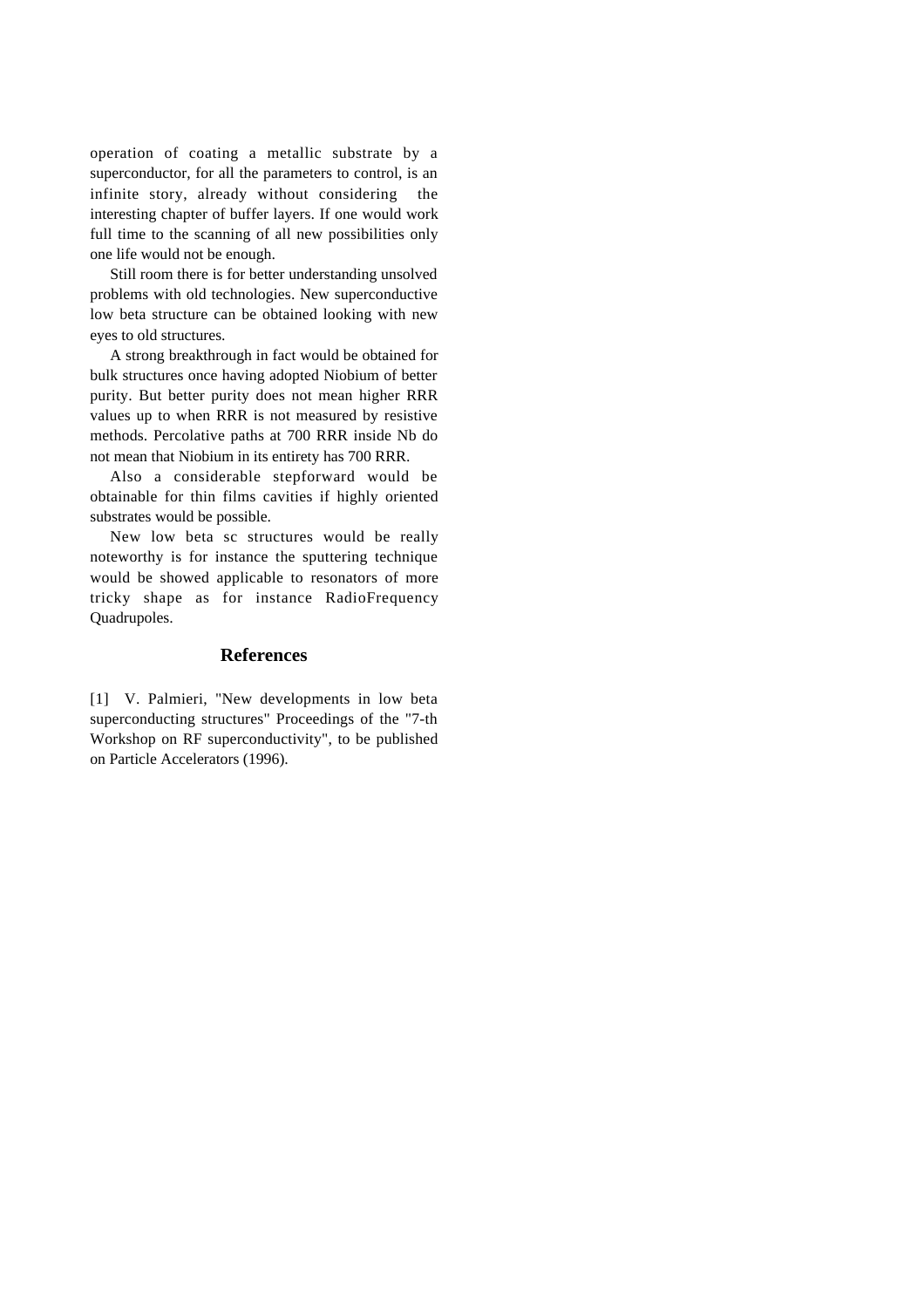operation of coating a metallic substrate by a superconductor, for all the parameters to control, is an infinite story, already without considering the interesting chapter of buffer layers. If one would work full time to the scanning of all new possibilities only one life would not be enough.

Still room there is for better understanding unsolved problems with old technologies. New superconductive low beta structure can be obtained looking with new eyes to old structures.

A strong breakthrough in fact would be obtained for bulk structures once having adopted Niobium of better purity. But better purity does not mean higher RRR values up to when RRR is not measured by resistive methods. Percolative paths at 700 RRR inside Nb do not mean that Niobium in its entirety has 700 RRR.

Also a considerable stepforward would be obtainable for thin films cavities if highly oriented substrates would be possible.

New low beta sc structures would be really noteworthy is for instance the sputtering technique would be showed applicable to resonators of more tricky shape as for instance RadioFrequency Quadrupoles.

## References

[1] V. Palmieri, "New developments in low beta superconducting structures" Proceedings of the "7-th Workshop on RF superconductivity", to be published on Particle Accelerators (1996).